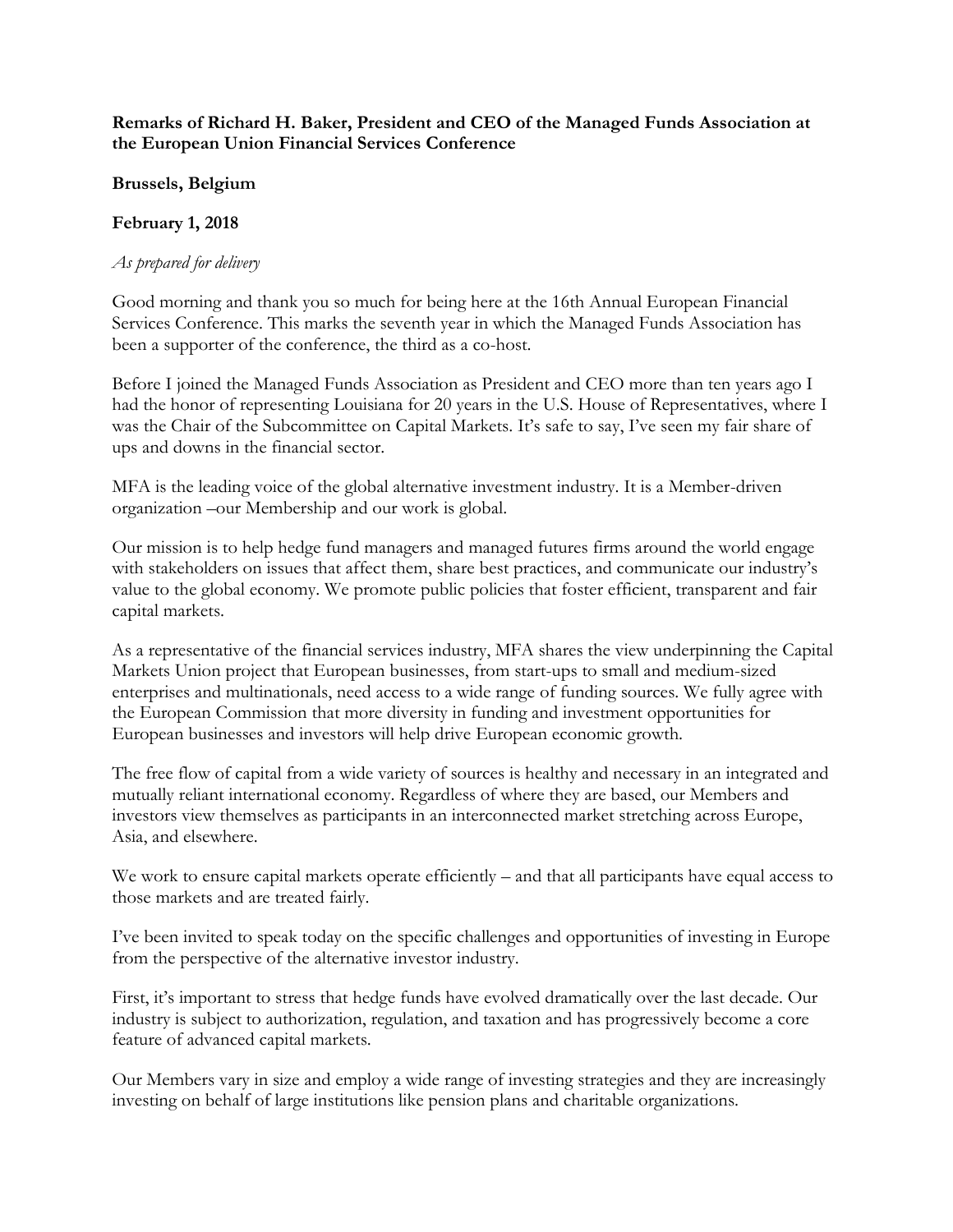**Remarks of Richard H. Baker, President and CEO of the Managed Funds Association at the European Union Financial Services Conference**

**Brussels, Belgium**

**February 1, 2018**

*As prepared for delivery*

Good morning and thank you so much for being here at the 16th Annual European Financial Services Conference. This marks the seventh year in which the Managed Funds Association has been a supporter of the conference, the third as a co-host.

Before I joined the Managed Funds Association as President and CEO more than ten years ago I had the honor of representing Louisiana for 20 years in the U.S. House of Representatives, where I was the Chair of the Subcommittee on Capital Markets. It's safe to say, I've seen my fair share of ups and downs in the financial sector.

MFA is the leading voice of the global alternative investment industry. It is a Member-driven organization –our Membership and our work is global.

Our mission is to help hedge fund managers and managed futures firms around the world engage with stakeholders on issues that affect them, share best practices, and communicate our industry's value to the global economy. We promote public policies that foster efficient, transparent and fair capital markets.

As a representative of the financial services industry, MFA shares the view underpinning the Capital Markets Union project that European businesses, from start-ups to small and medium-sized enterprises and multinationals, need access to a wide range of funding sources. We fully agree with the European Commission that more diversity in funding and investment opportunities for European businesses and investors will help drive European economic growth.

The free flow of capital from a wide variety of sources is healthy and necessary in an integrated and mutually reliant international economy. Regardless of where they are based, our Members and investors view themselves as participants in an interconnected market stretching across Europe, Asia, and elsewhere.

We work to ensure capital markets operate efficiently – and that all participants have equal access to those markets and are treated fairly.

I've been invited to speak today on the specific challenges and opportunities of investing in Europe from the perspective of the alternative investor industry.

First, it's important to stress that hedge funds have evolved dramatically over the last decade. Our industry is subject to authorization, regulation, and taxation and has progressively become a core feature of advanced capital markets.

Our Members vary in size and employ a wide range of investing strategies and they are increasingly investing on behalf of large institutions like pension plans and charitable organizations.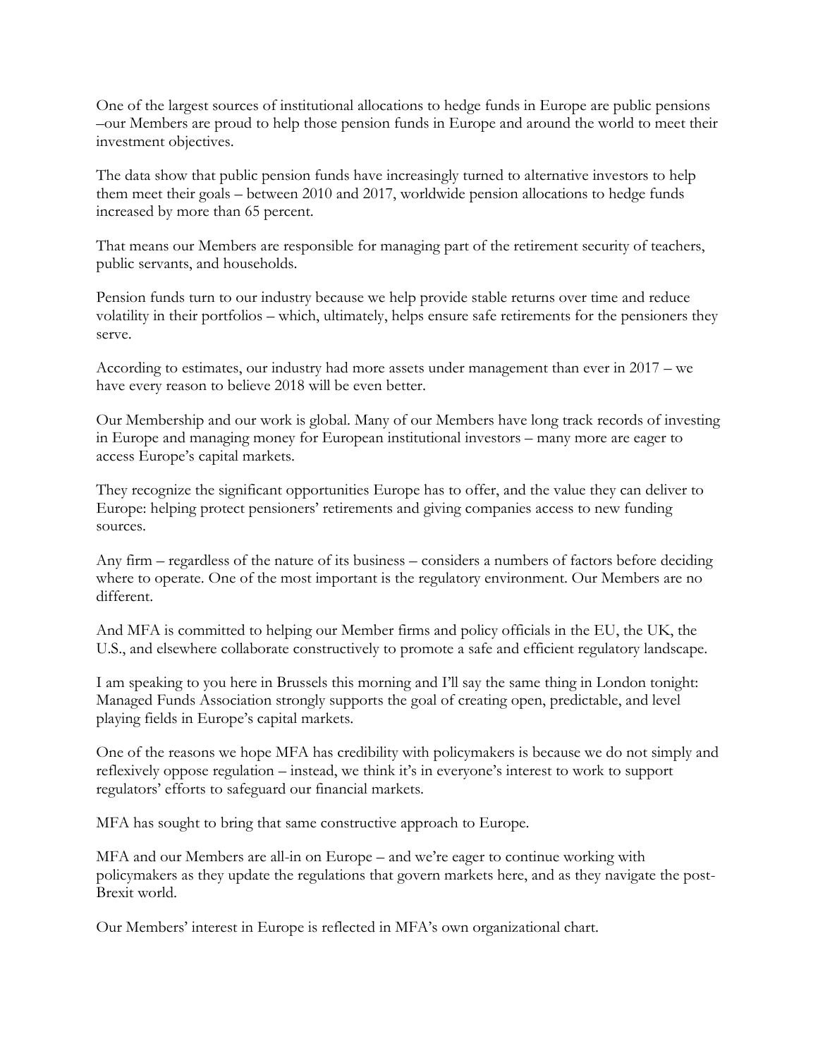One of the largest sources of institutional allocations to hedge funds in Europe are public pensions –our Members are proud to help those pension funds in Europe and around the world to meet their investment objectives.

The data show that public pension funds have increasingly turned to alternative investors to help them meet their goals – between 2010 and 2017, worldwide pension allocations to hedge funds increased by more than 65 percent.

That means our Members are responsible for managing part of the retirement security of teachers, public servants, and households.

Pension funds turn to our industry because we help provide stable returns over time and reduce volatility in their portfolios – which, ultimately, helps ensure safe retirements for the pensioners they serve.

According to estimates, our industry had more assets under management than ever in 2017 – we have every reason to believe 2018 will be even better.

Our Membership and our work is global. Many of our Members have long track records of investing in Europe and managing money for European institutional investors – many more are eager to access Europe's capital markets.

They recognize the significant opportunities Europe has to offer, and the value they can deliver to Europe: helping protect pensioners' retirements and giving companies access to new funding sources.

Any firm – regardless of the nature of its business – considers a numbers of factors before deciding where to operate. One of the most important is the regulatory environment. Our Members are no different.

And MFA is committed to helping our Member firms and policy officials in the EU, the UK, the U.S., and elsewhere collaborate constructively to promote a safe and efficient regulatory landscape.

I am speaking to you here in Brussels this morning and I'll say the same thing in London tonight: Managed Funds Association strongly supports the goal of creating open, predictable, and level playing fields in Europe's capital markets.

One of the reasons we hope MFA has credibility with policymakers is because we do not simply and reflexively oppose regulation – instead, we think it's in everyone's interest to work to support regulators' efforts to safeguard our financial markets.

MFA has sought to bring that same constructive approach to Europe.

MFA and our Members are all-in on Europe – and we're eager to continue working with policymakers as they update the regulations that govern markets here, and as they navigate the post-Brexit world.

Our Members' interest in Europe is reflected in MFA's own organizational chart.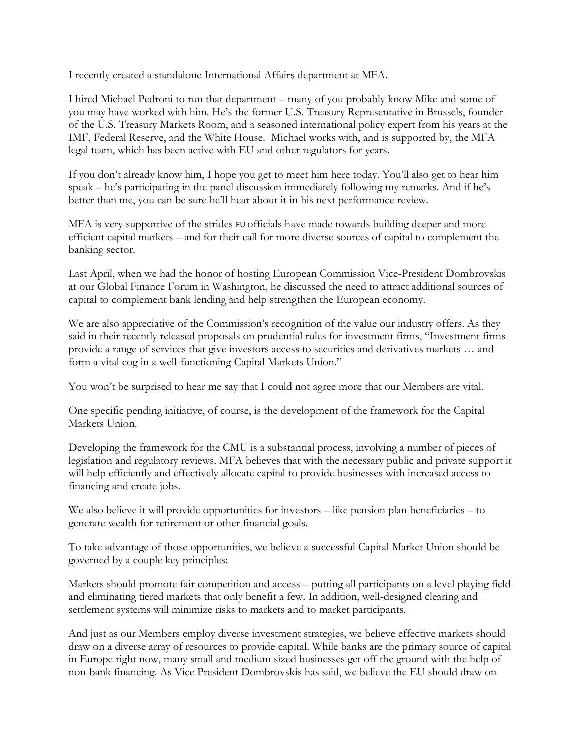I recently created a standalone International Affairs department at MFA.

I hired Michael Pedroni to run that department – many of you probably know Mike and some of you may have worked with him. He's the former U.S. Treasury Representative in Brussels, founder of the U.S. Treasury Markets Room, and a seasoned international policy expert from his years at the IMF, Federal Reserve, and the White House. Michael works with, and is supported by, the MFA legal team, which has been active with EU and other regulators for years.

If you don't already know him, I hope you get to meet him here today. You'll also get to hear him speak – he's participating in the panel discussion immediately following my remarks. And if he's better than me, you can be sure he'll hear about it in his next performance review.

MFA is very supportive of the strides EU officials have made towards building deeper and more efficient capital markets – and for their call for more diverse sources of capital to complement the banking sector.

Last April, when we had the honor of hosting European Commission Vice-President Dombrovskis at our Global Finance Forum in Washington, he discussed the need to attract additional sources of capital to complement bank lending and help strengthen the European economy.

We are also appreciative of the Commission's recognition of the value our industry offers. As they said in their recently released proposals on prudential rules for investment firms, "Investment firms provide a range of services that give investors access to securities and derivatives markets … and form a vital cog in a well-functioning Capital Markets Union."

You won't be surprised to hear me say that I could not agree more that our Members are vital.

One specific pending initiative, of course, is the development of the framework for the Capital Markets Union.

Developing the framework for the CMU is a substantial process, involving a number of pieces of legislation and regulatory reviews. MFA believes that with the necessary public and private support it will help efficiently and effectively allocate capital to provide businesses with increased access to financing and create jobs.

We also believe it will provide opportunities for investors – like pension plan beneficiaries – to generate wealth for retirement or other financial goals.

To take advantage of those opportunities, we believe a successful Capital Market Union should be governed by a couple key principles:

Markets should promote fair competition and access – putting all participants on a level playing field and eliminating tiered markets that only benefit a few. In addition, well-designed clearing and settlement systems will minimize risks to markets and to market participants.

And just as our Members employ diverse investment strategies, we believe effective markets should draw on a diverse array of resources to provide capital. While banks are the primary source of capital in Europe right now, many small and medium sized businesses get off the ground with the help of non-bank financing. As Vice President Dombrovskis has said, we believe the EU should draw on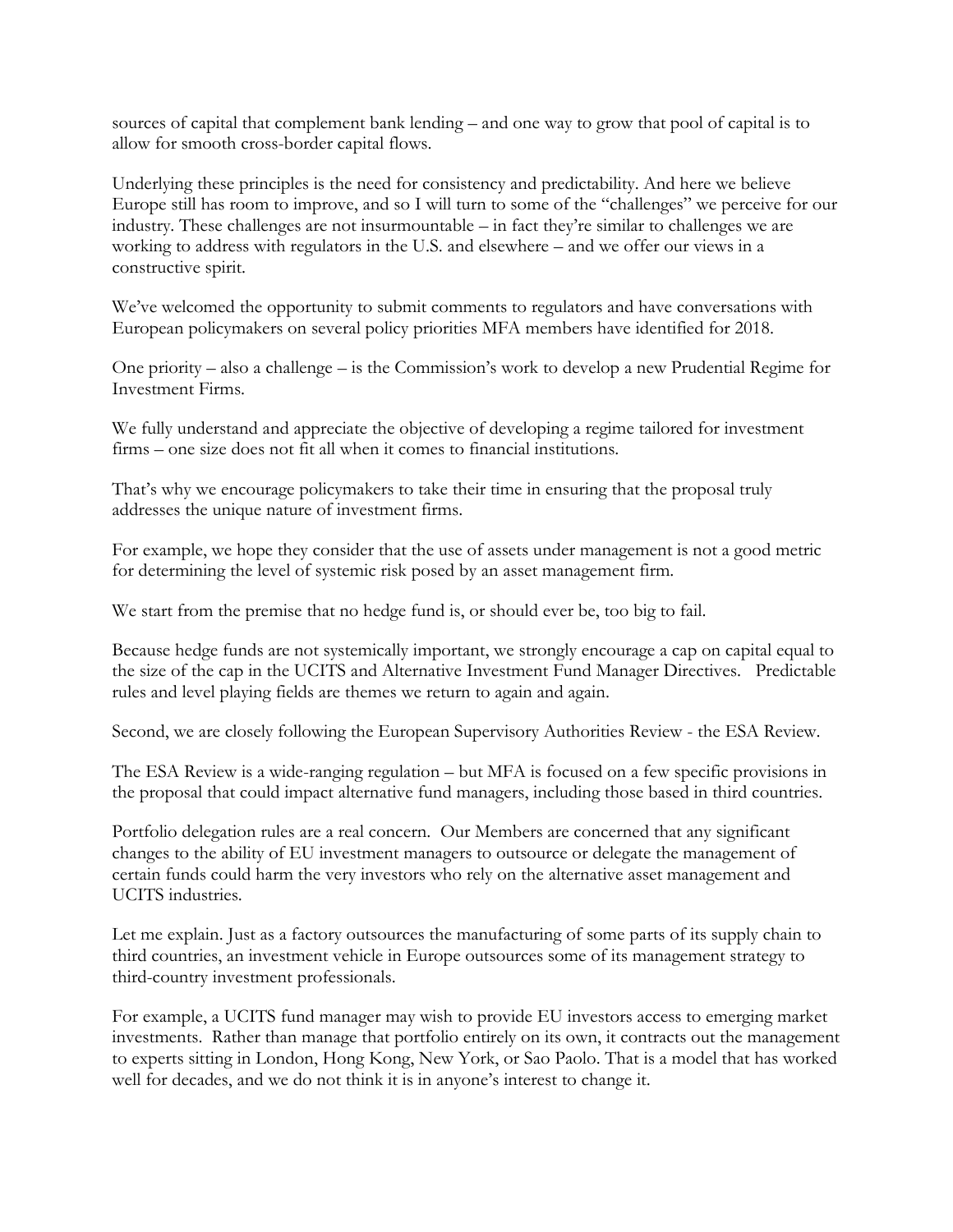sources of capital that complement bank lending – and one way to grow that pool of capital is to allow for smooth cross-border capital flows.

Underlying these principles is the need for consistency and predictability. And here we believe Europe still has room to improve, and so I will turn to some of the "challenges" we perceive for our industry. These challenges are not insurmountable – in fact they're similar to challenges we are working to address with regulators in the U.S. and elsewhere – and we offer our views in a constructive spirit.

We've welcomed the opportunity to submit comments to regulators and have conversations with European policymakers on several policy priorities MFA members have identified for 2018.

One priority – also a challenge – is the Commission's work to develop a new Prudential Regime for Investment Firms.

We fully understand and appreciate the objective of developing a regime tailored for investment firms – one size does not fit all when it comes to financial institutions.

That's why we encourage policymakers to take their time in ensuring that the proposal truly addresses the unique nature of investment firms.

For example, we hope they consider that the use of assets under management is not a good metric for determining the level of systemic risk posed by an asset management firm.

We start from the premise that no hedge fund is, or should ever be, too big to fail.

Because hedge funds are not systemically important, we strongly encourage a cap on capital equal to the size of the cap in the UCITS and Alternative Investment Fund Manager Directives. Predictable rules and level playing fields are themes we return to again and again.

Second, we are closely following the European Supervisory Authorities Review - the ESA Review.

The ESA Review is a wide-ranging regulation – but MFA is focused on a few specific provisions in the proposal that could impact alternative fund managers, including those based in third countries.

Portfolio delegation rules are a real concern. Our Members are concerned that any significant changes to the ability of EU investment managers to outsource or delegate the management of certain funds could harm the very investors who rely on the alternative asset management and UCITS industries.

Let me explain. Just as a factory outsources the manufacturing of some parts of its supply chain to third countries, an investment vehicle in Europe outsources some of its management strategy to third-country investment professionals.

For example, a UCITS fund manager may wish to provide EU investors access to emerging market investments. Rather than manage that portfolio entirely on its own, it contracts out the management to experts sitting in London, Hong Kong, New York, or Sao Paolo. That is a model that has worked well for decades, and we do not think it is in anyone's interest to change it.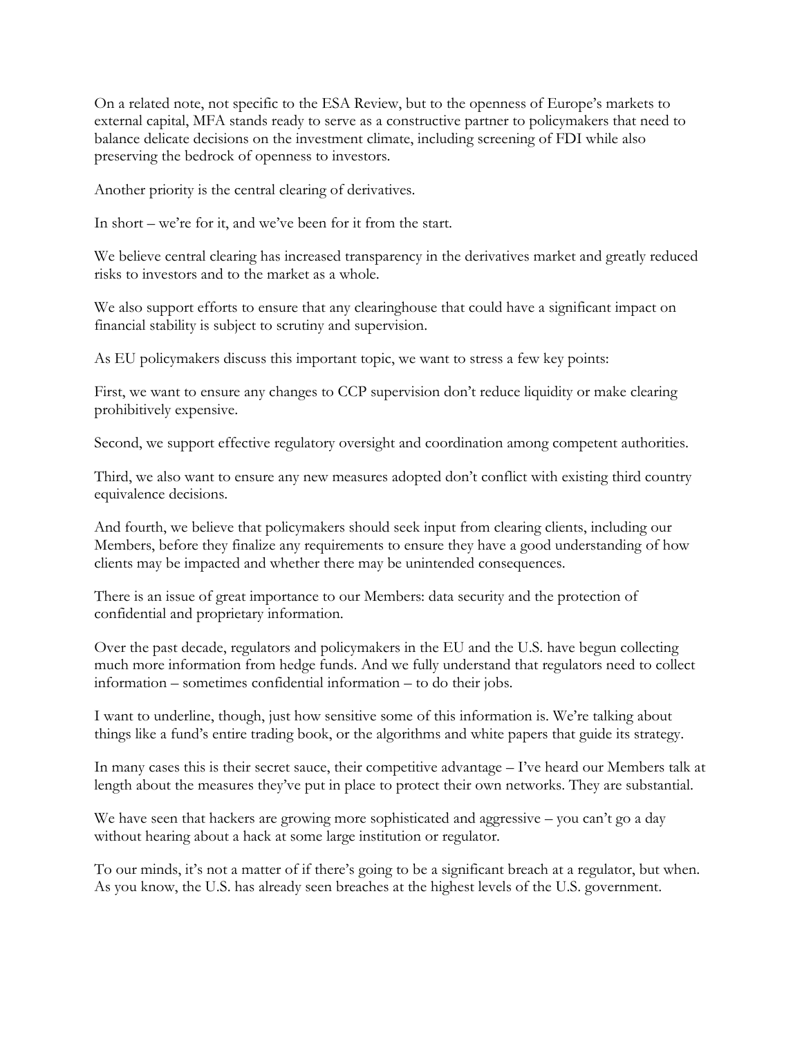On a related note, not specific to the ESA Review, but to the openness of Europe's markets to external capital, MFA stands ready to serve as a constructive partner to policymakers that need to balance delicate decisions on the investment climate, including screening of FDI while also preserving the bedrock of openness to investors.

Another priority is the central clearing of derivatives.

In short – we're for it, and we've been for it from the start.

We believe central clearing has increased transparency in the derivatives market and greatly reduced risks to investors and to the market as a whole.

We also support efforts to ensure that any clearinghouse that could have a significant impact on financial stability is subject to scrutiny and supervision.

As EU policymakers discuss this important topic, we want to stress a few key points:

First, we want to ensure any changes to CCP supervision don't reduce liquidity or make clearing prohibitively expensive.

Second, we support effective regulatory oversight and coordination among competent authorities.

Third, we also want to ensure any new measures adopted don't conflict with existing third country equivalence decisions.

And fourth, we believe that policymakers should seek input from clearing clients, including our Members, before they finalize any requirements to ensure they have a good understanding of how clients may be impacted and whether there may be unintended consequences.

There is an issue of great importance to our Members: data security and the protection of confidential and proprietary information.

Over the past decade, regulators and policymakers in the EU and the U.S. have begun collecting much more information from hedge funds. And we fully understand that regulators need to collect information – sometimes confidential information – to do their jobs.

I want to underline, though, just how sensitive some of this information is. We're talking about things like a fund's entire trading book, or the algorithms and white papers that guide its strategy.

In many cases this is their secret sauce, their competitive advantage – I've heard our Members talk at length about the measures they've put in place to protect their own networks. They are substantial.

We have seen that hackers are growing more sophisticated and aggressive – you can't go a day without hearing about a hack at some large institution or regulator.

To our minds, it's not a matter of if there's going to be a significant breach at a regulator, but when. As you know, the U.S. has already seen breaches at the highest levels of the U.S. government.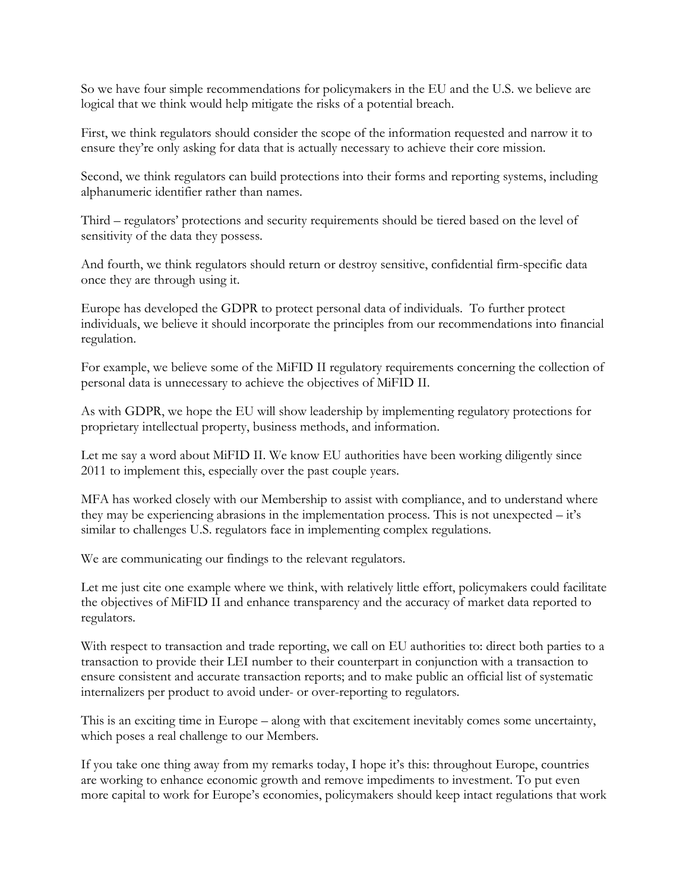So we have four simple recommendations for policymakers in the EU and the U.S. we believe are logical that we think would help mitigate the risks of a potential breach.

First, we think regulators should consider the scope of the information requested and narrow it to ensure they're only asking for data that is actually necessary to achieve their core mission.

Second, we think regulators can build protections into their forms and reporting systems, including alphanumeric identifier rather than names.

Third – regulators' protections and security requirements should be tiered based on the level of sensitivity of the data they possess.

And fourth, we think regulators should return or destroy sensitive, confidential firm-specific data once they are through using it.

Europe has developed the GDPR to protect personal data of individuals. To further protect individuals, we believe it should incorporate the principles from our recommendations into financial regulation.

For example, we believe some of the MiFID II regulatory requirements concerning the collection of personal data is unnecessary to achieve the objectives of MiFID II.

As with GDPR, we hope the EU will show leadership by implementing regulatory protections for proprietary intellectual property, business methods, and information.

Let me say a word about MiFID II. We know EU authorities have been working diligently since 2011 to implement this, especially over the past couple years.

MFA has worked closely with our Membership to assist with compliance, and to understand where they may be experiencing abrasions in the implementation process. This is not unexpected – it's similar to challenges U.S. regulators face in implementing complex regulations.

We are communicating our findings to the relevant regulators.

Let me just cite one example where we think, with relatively little effort, policymakers could facilitate the objectives of MiFID II and enhance transparency and the accuracy of market data reported to regulators.

With respect to transaction and trade reporting, we call on EU authorities to: direct both parties to a transaction to provide their LEI number to their counterpart in conjunction with a transaction to ensure consistent and accurate transaction reports; and to make public an official list of systematic internalizers per product to avoid under- or over-reporting to regulators.

This is an exciting time in Europe – along with that excitement inevitably comes some uncertainty, which poses a real challenge to our Members.

If you take one thing away from my remarks today, I hope it's this: throughout Europe, countries are working to enhance economic growth and remove impediments to investment. To put even more capital to work for Europe's economies, policymakers should keep intact regulations that work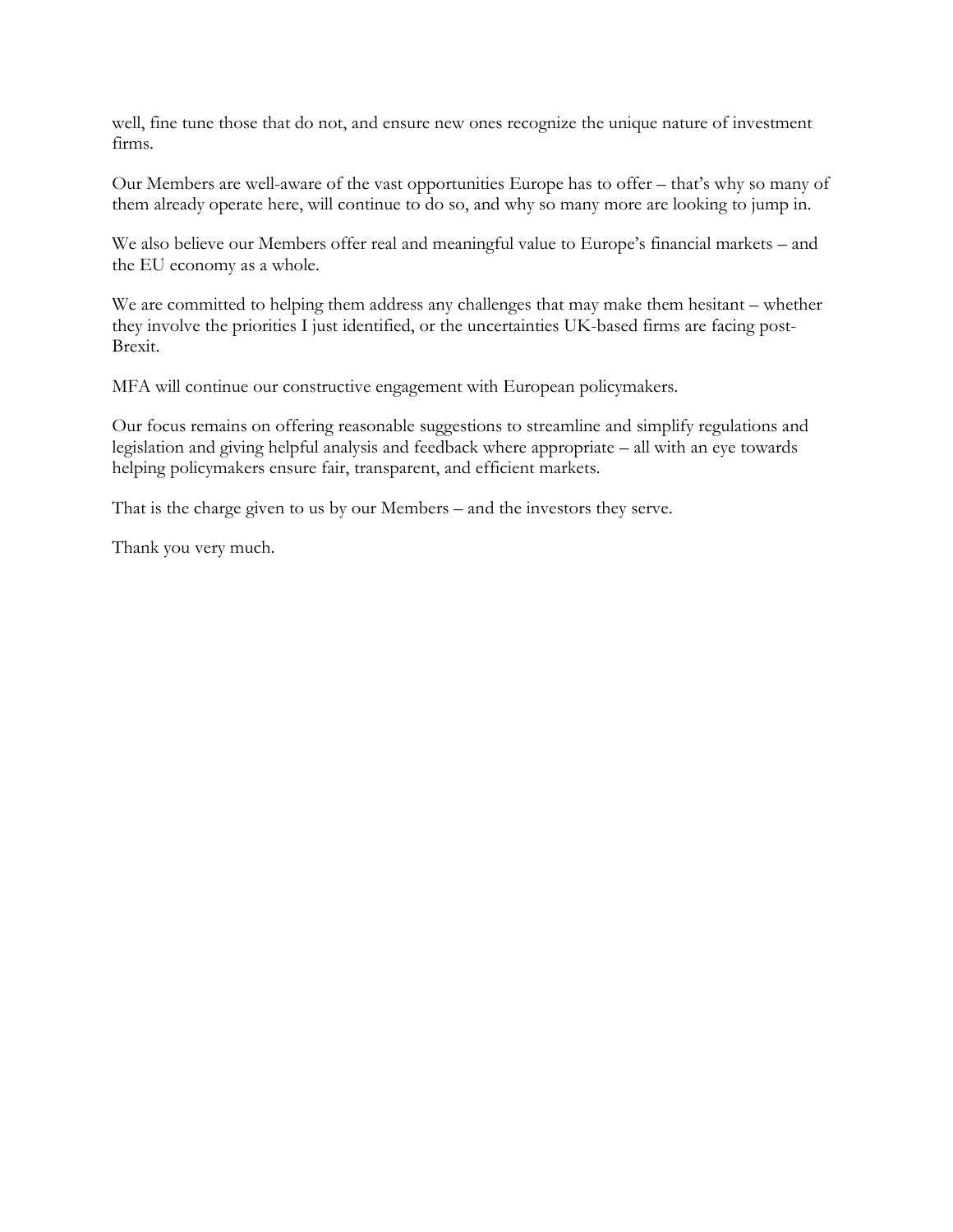well, fine tune those that do not, and ensure new ones recognize the unique nature of investment firms.

Our Members are well-aware of the vast opportunities Europe has to offer – that's why so many of them already operate here, will continue to do so, and why so many more are looking to jump in.

We also believe our Members offer real and meaningful value to Europe's financial markets – and the EU economy as a whole.

We are committed to helping them address any challenges that may make them hesitant – whether they involve the priorities I just identified, or the uncertainties UK-based firms are facing post-Brexit.

MFA will continue our constructive engagement with European policymakers.

Our focus remains on offering reasonable suggestions to streamline and simplify regulations and legislation and giving helpful analysis and feedback where appropriate – all with an eye towards helping policymakers ensure fair, transparent, and efficient markets.

That is the charge given to us by our Members – and the investors they serve.

Thank you very much.